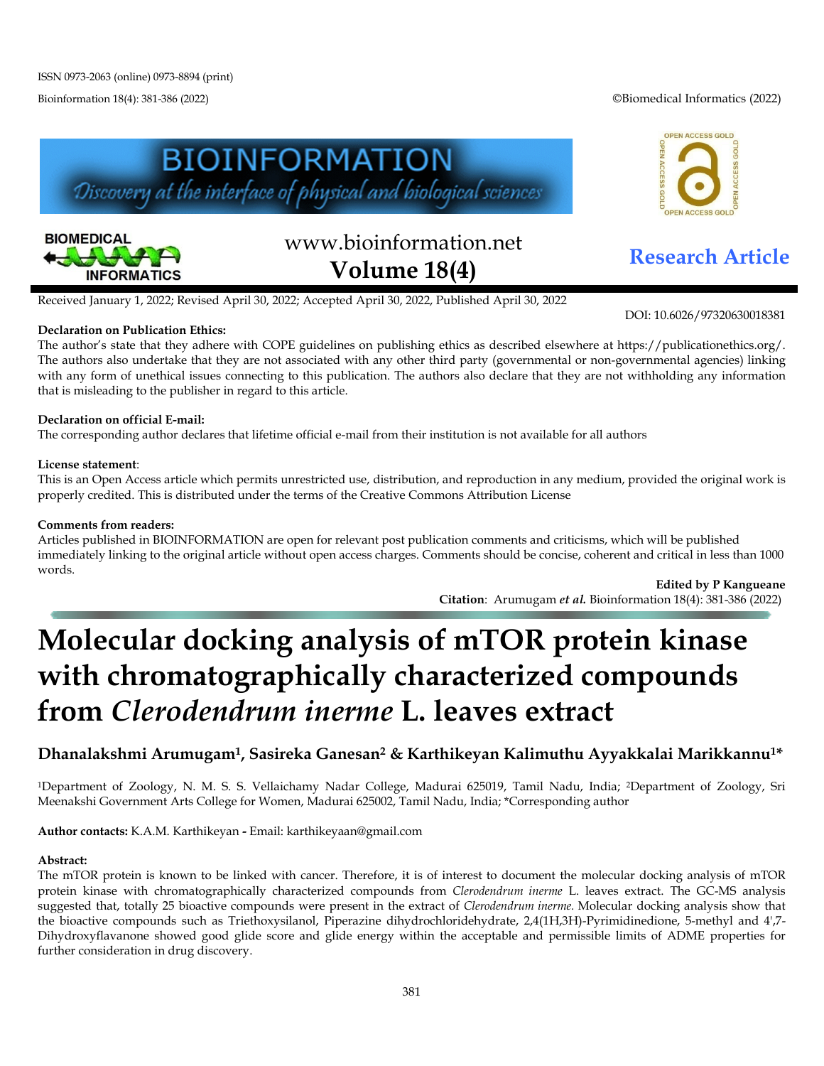ISSN 0973-2063 (online) 0973-8894 (print)

Bioinformation 18(4): 381-386 (2022)

©Biomedical Informatics (2022)

www.bioinformation.net
**Volume 18(4)**

**Research Article**

Received January 1, 2022; Revised April 30, 2022; Accepted April 30, 2022, Published April 30, 2022

DOI: 10.6026/97320630018381

**Declaration on Publication Ethics:**
The author's state that they adhere with COPE guidelines on publishing ethics as described elsewhere at https://publicationethics.org/. The authors also undertake that they are not associated with any other third party (governmental or non-governmental agencies) linking with any form of unethical issues connecting to this publication. The authors also declare that they are not withholding any information that is misleading to the publisher in regard to this article.

**Declaration on official E-mail:**
The corresponding author declares that lifetime official e-mail from their institution is not available for all authors

**License statement**:
This is an Open Access article which permits unrestricted use, distribution, and reproduction in any medium, provided the original work is properly credited. This is distributed under the terms of the Creative Commons Attribution License

**Comments from readers:**
Articles published in BIOINFORMATION are open for relevant post publication comments and criticisms, which will be published immediately linking to the original article without open access charges. Comments should be concise, coherent and critical in less than 1000 words.

**Edited by P Kangueane**
**Citation**: Arumugam ***et al.*** Bioinformation 18(4): 381-386 (2022)

# Molecular docking analysis of mTOR protein kinase with chromatographically characterized compounds from *Clerodendrum inerme* L. leaves extract

**Dhanalakshmi Arumugam[1], Sasireka Ganesan[2] & Karthikeyan Kalimuthu Ayyakkalai Marikkannu[1]***

[1]Department of Zoology, N. M. S. S. Vellaichamy Nadar College, Madurai 625019, Tamil Nadu, India; [2]Department of Zoology, Sri Meenakshi Government Arts College for Women, Madurai 625002, Tamil Nadu, India; *Corresponding author

**Author contacts:** K.A.M. Karthikeyan **-** Email: karthikeyaan@gmail.com

**Abstract:**
The mTOR protein is known to be linked with cancer. Therefore, it is of interest to document the molecular docking analysis of mTOR protein kinase with chromatographically characterized compounds from *Clerodendrum inerme* L. leaves extract. The GC-MS analysis suggested that, totally 25 bioactive compounds were present in the extract of *Clerodendrum inerme.* Molecular docking analysis show that the bioactive compounds such as Triethoxysilanol, Piperazine dihydrochloridehydrate, 2,4(1H,3H)-Pyrimidinedione, 5-methyl and 4',7-Dihydroxyflavanone showed good glide score and glide energy within the acceptable and permissible limits of ADME properties for further consideration in drug discovery.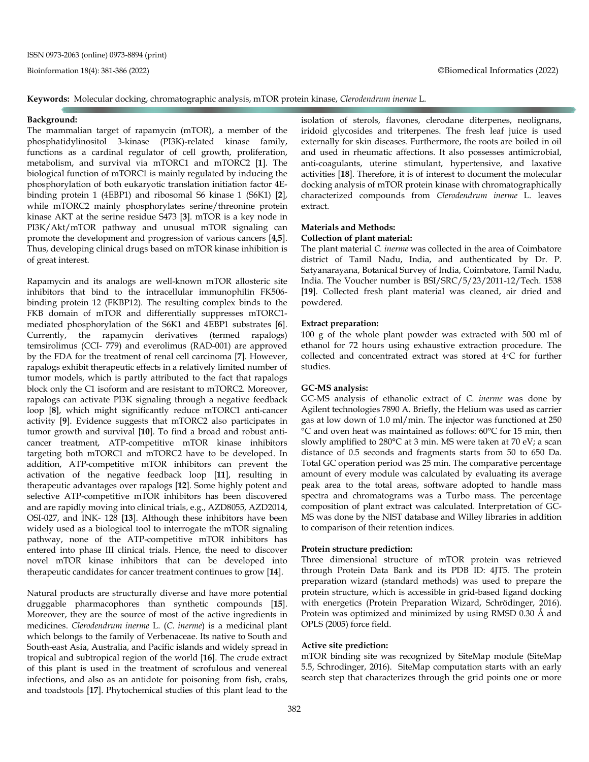**Keywords:** Molecular docking, chromatographic analysis, mTOR protein kinase, *Clerodendrum inerme* L.

## Background:

The mammalian target of rapamycin (mTOR), a member of the phosphatidylinositol 3-kinase (PI3K)-related kinase family, functions as a cardinal regulator of cell growth, proliferation, metabolism, and survival via mTORC1 and mTORC2 [**1**]. The biological function of mTORC1 is mainly regulated by inducing the phosphorylation of both eukaryotic translation initiation factor 4E-binding protein 1 (4EBP1) and ribosomal S6 kinase 1 (S6K1) [**2**], while mTORC2 mainly phosphorylates serine/threonine protein kinase AKT at the serine residue S473 [**3**]. mTOR is a key node in PI3K/Akt/mTOR pathway and unusual mTOR signaling can promote the development and progression of various cancers [**4,5**]. Thus, developing clinical drugs based on mTOR kinase inhibition is of great interest.

Rapamycin and its analogs are well-known mTOR allosteric site inhibitors that bind to the intracellular immunophilin FK506-binding protein 12 (FKBP12). The resulting complex binds to the FKB domain of mTOR and differentially suppresses mTORC1-mediated phosphorylation of the S6K1 and 4EBP1 substrates [**6**]. Currently, the rapamycin derivatives (termed rapalogs) temsirolimus (CCI- 779) and everolimus (RAD-001) are approved by the FDA for the treatment of renal cell carcinoma [**7**]. However, rapalogs exhibit therapeutic effects in a relatively limited number of tumor models, which is partly attributed to the fact that rapalogs block only the C1 isoform and are resistant to mTORC2. Moreover, rapalogs can activate PI3K signaling through a negative feedback loop [**8**], which might significantly reduce mTORC1 anti-cancer activity [**9**]. Evidence suggests that mTORC2 also participates in tumor growth and survival [**10**]. To find a broad and robust anti-cancer treatment, ATP-competitive mTOR kinase inhibitors targeting both mTORC1 and mTORC2 have to be developed. In addition, ATP-competitive mTOR inhibitors can prevent the activation of the negative feedback loop [**11**], resulting in therapeutic advantages over rapalogs [**12**]. Some highly potent and selective ATP-competitive mTOR inhibitors has been discovered and are rapidly moving into clinical trials, e.g., AZD8055, AZD2014, OSI-027, and INK- 128 [**13**]. Although these inhibitors have been widely used as a biological tool to interrogate the mTOR signaling pathway, none of the ATP-competitive mTOR inhibitors has entered into phase III clinical trials. Hence, the need to discover novel mTOR kinase inhibitors that can be developed into therapeutic candidates for cancer treatment continues to grow [**14**].

Natural products are structurally diverse and have more potential druggable pharmacophores than synthetic compounds [**15**]. Moreover, they are the source of most of the active ingredients in medicines. *Clerodendrum inerme* L. (*C. inerme*) is a medicinal plant which belongs to the family of Verbenaceae. Its native to South and South-east Asia, Australia, and Pacific islands and widely spread in tropical and subtropical region of the world [**16**]. The crude extract of this plant is used in the treatment of scrofulous and venereal infections, and also as an antidote for poisoning from fish, crabs, and toadstools [**17**]. Phytochemical studies of this plant lead to the isolation of sterols, flavones, clerodane diterpenes, neolignans, iridoid glycosides and triterpenes. The fresh leaf juice is used externally for skin diseases. Furthermore, the roots are boiled in oil and used in rheumatic affections. It also possesses antimicrobial, anti-coagulants, uterine stimulant, hypertensive, and laxative activities [**18**]. Therefore, it is of interest to document the molecular docking analysis of mTOR protein kinase with chromatographically characterized compounds from *Clerodendrum inerme* L. leaves extract.

## Materials and Methods:

### Collection of plant material:

The plant material *C. inerme* was collected in the area of Coimbatore district of Tamil Nadu, India, and authenticated by Dr. P. Satyanarayana, Botanical Survey of India, Coimbatore, Tamil Nadu, India. The Voucher number is BSI/SRC/5/23/2011-12/Tech. 1538 [**19**]. Collected fresh plant material was cleaned, air dried and powdered.

### Extract preparation:

100 g of the whole plant powder was extracted with 500 ml of ethanol for 72 hours using exhaustive extraction procedure. The collected and concentrated extract was stored at 4°C for further studies.

### GC-MS analysis:

GC-MS analysis of ethanolic extract of *C. inerme* was done by Agilent technologies 7890 A. Briefly, the Helium was used as carrier gas at low down of 1.0 ml/min. The injector was functioned at 250 °C and oven heat was maintained as follows: 60°C for 15 min, then slowly amplified to 280°C at 3 min. MS were taken at 70 eV; a scan distance of 0.5 seconds and fragments starts from 50 to 650 Da. Total GC operation period was 25 min. The comparative percentage amount of every module was calculated by evaluating its average peak area to the total areas, software adopted to handle mass spectra and chromatograms was a Turbo mass. The percentage composition of plant extract was calculated. Interpretation of GC-MS was done by the NIST database and Willey libraries in addition to comparison of their retention indices.

### Protein structure prediction:

Three dimensional structure of mTOR protein was retrieved through Protein Data Bank and its PDB ID: 4JT5. The protein preparation wizard (standard methods) was used to prepare the protein structure, which is accessible in grid-based ligand docking with energetics (Protein Preparation Wizard, Schrödinger, 2016). Protein was optimized and minimized by using RMSD 0.30 Å and OPLS (2005) force field.

### Active site prediction:

mTOR binding site was recognized by SiteMap module (SiteMap 5.5, Schrodinger, 2016). SiteMap computation starts with an early search step that characterizes through the grid points one or more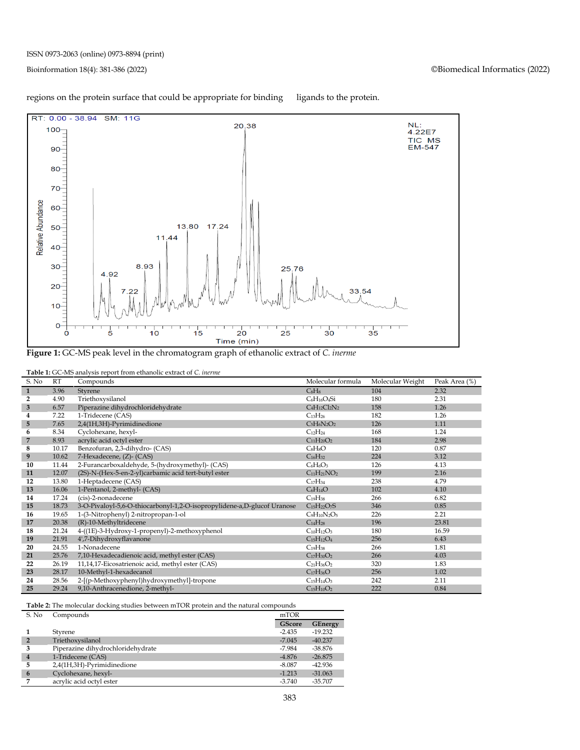regions on the protein surface that could be appropriate for binding ligands to the protein.

**Figure 1:** GC-MS peak level in the chromatogram graph of ethanolic extract of *C. inerme*

**Table 1:** GC-MS analysis report from ethanolic extract of *C. inerme*

| S. No | RT | Compounds | Molecular formula | Molecular Weight | Peak Area (%) |
|---|---|---|---|---|---|
| 1 | 3.96 | Styrene | $C_8H_8$ | 104 | 2.32 |
| 2 | 4.90 | Triethoxysilanol | $C_6H_{16}O_4Si$ | 180 | 2.31 |
| 3 | 6.57 | Piperazine dihydrochloridehydrate | $C_4H_{12}Cl_2N_2$ | 158 | 1.26 |
| 4 | 7.22 | 1-Tridecene (CAS) | $C_{13}H_{26}$ | 182 | 1.26 |
| 5 | 7.65 | 2,4(1H,3H)-Pyrimidinedione | $C_5H_6N_2O_2$ | 126 | 1.11 |
| 6 | 8.34 | Cyclohexane, hexyl- | $C_{12}H_{24}$ | 168 | 1.24 |
| 7 | 8.93 | acrylic acid octyl ester | $C_{11}H_{20}O_2$ | 184 | 2.98 |
| 8 | 10.17 | Benzofuran, 2,3-dihydro- (CAS) | $C_8H_8O$ | 120 | 0.87 |
| 9 | 10.62 | 7-Hexadecene, (Z)- (CAS) | $C_{16}H_{32}$ | 224 | 3.12 |
| 10 | 11.44 | 2-Furancarboxaldehyde, 5-(hydroxymethyl)- (CAS) | $C_6H_6O_3$ | 126 | 4.13 |
| 11 | 12.07 | (2S)-N-(Hex-5-en-2-yl)carbamic acid tert-butyl ester | $C_{11}H_{21}NO_2$ | 199 | 2.16 |
| 12 | 13.80 | 1-Heptadecene (CAS) | $C_{17}H_{34}$ | 238 | 4.79 |
| 13 | 16.06 | 1-Pentanol, 2-methyl- (CAS) | $C_6H_{14}O$ | 102 | 4.10 |
| 14 | 17.24 | (cis)-2-nonadecene | $C_{19}H_{38}$ | 266 | 6.82 |
| 15 | 18.73 | 3-O-Pivaloyl-5,6-O-thiocarbonyl-1,2-O-isopropylidene-a,D-glucof Uranose | $C_{15}H_{22}O_7S$ | 346 | 0.85 |
| 16 | 19.65 | 1-(3-Nitrophenyl) 2-nitropropan-1-ol | $C_9H_{10}N_2O_5$ | 226 | 2.21 |
| 17 | 20.38 | (R)-10-Methyltridecene | $C_{14}H_{28}$ | 196 | 23.81 |
| 18 | 21.24 | 4-((1E)-3-Hydroxy-1-propenyl)-2-methoxyphenol | $C_{10}H_{12}O_3$ | 180 | 16.59 |
| 19 | 21.91 | 4',7-Dihydroxyflavanone | $C_{15}H_{12}O_4$ | 256 | 6.43 |
| 20 | 24.55 | 1-Nonadecene | $C_{19}H_{38}$ | 266 | 1.81 |
| 21 | 25.76 | 7,10-Hexadecadienoic acid, methyl ester (CAS) | $C_{17}H_{30}O_2$ | 266 | 4.03 |
| 22 | 26.19 | 11,14,17-Eicosatrienoic acid, methyl ester (CAS) | $C_{21}H_{36}O_2$ | 320 | 1.83 |
| 23 | 28.17 | 10-Methyl-1-hexadecanol | $C_{17}H_{36}O$ | 256 | 1.02 |
| 24 | 28.56 | 2-[(p-Methoxyphenyl)hydroxymethyl]-tropone | $C_{15}H_{14}O_3$ | 242 | 2.11 |
| 25 | 29.24 | 9,10-Anthracenedione, 2-methyl- | $C_{15}H_{10}O_2$ | 222 | 0.84 |

**Table 2:** The molecular docking studies between mTOR protein and the natural compounds

| S. No | Compounds | mTOR | |
|---|---|---|---|
| | | GScore | GEnergy |
| 1 | Styrene | -2.435 | -19.232 |
| 2 | Triethoxysilanol | -7.045 | -40.237 |
| 3 | Piperazine dihydrochloridehydrate | -7.984 | -38.876 |
| 4 | 1-Tridecene (CAS) | -4.876 | -26.875 |
| 5 | 2,4(1H,3H)-Pyrimidinedione | -8.087 | -42.936 |
| 6 | Cyclohexane, hexyl- | -1.213 | -31.063 |
| 7 | acrylic acid octyl ester | -3.740 | -35.707 |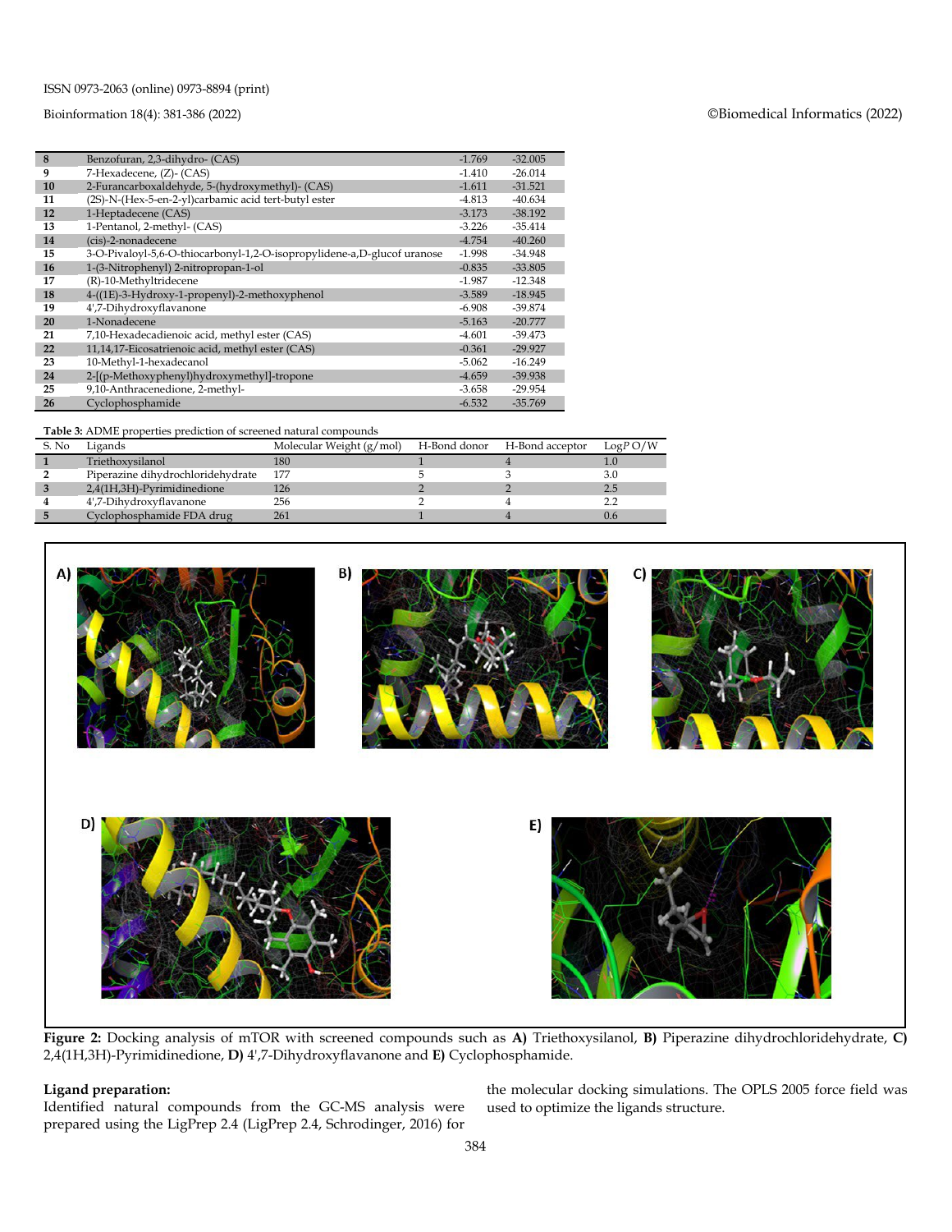| 8 | Benzofuran, 2,3-dihydro- (CAS) | -1.769 | -32.005 |
|---|---|---|---|
| 9 | 7-Hexadecene, (Z)- (CAS) | -1.410 | -26.014 |
| 10 | 2-Furancarboxaldehyde, 5-(hydroxymethyl)- (CAS) | -1.611 | -31.521 |
| 11 | (2S)-N-(Hex-5-en-2-yl)carbamic acid tert-butyl ester | -4.813 | -40.634 |
| 12 | 1-Heptadecene (CAS) | -3.173 | -38.192 |
| 13 | 1-Pentanol, 2-methyl- (CAS) | -3.226 | -35.414 |
| 14 | (cis)-2-nonadecene | -4.754 | -40.260 |
| 15 | 3-O-Pivaloyl-5,6-O-thiocarbonyl-1,2-O-isopropylidene-a,D-glucof uranose | -1.998 | -34.948 |
| 16 | 1-(3-Nitrophenyl) 2-nitropropan-1-ol | -0.835 | -33.805 |
| 17 | (R)-10-Methyltridecene | -1.987 | -12.348 |
| 18 | 4-((1E)-3-Hydroxy-1-propenyl)-2-methoxyphenol | -3.589 | -18.945 |
| 19 | 4',7-Dihydroxyflavanone | -6.908 | -39.874 |
| 20 | 1-Nonadecene | -5.163 | -20.777 |
| 21 | 7,10-Hexadecadienoic acid, methyl ester (CAS) | -4.601 | -39.473 |
| 22 | 11,14,17-Eicosatrienoic acid, methyl ester (CAS) | -0.361 | -29.927 |
| 23 | 10-Methyl-1-hexadecanol | -5.062 | -16.249 |
| 24 | 2-[(p-Methoxyphenyl)hydroxymethyl]-tropone | -4.659 | -39.938 |
| 25 | 9,10-Anthracenedione, 2-methyl- | -3.658 | -29.954 |
| 26 | Cyclophosphamide | -6.532 | -35.769 |

**Table 3:** ADME properties prediction of screened natural compounds

| S. No | Ligands | Molecular Weight (g/mol) | H-Bond donor | H-Bond acceptor | Log*P* O/W |
|---|---|---|---|---|---|
| 1 | Triethoxysilanol | 180 | 1 | 4 | 1.0 |
| 2 | Piperazine dihydrochloridehydrate | 177 | 5 | 3 | 3.0 |
| 3 | 2,4(1H,3H)-Pyrimidinedione | 126 | 2 | 2 | 2.5 |
| 4 | 4',7-Dihydroxyflavanone | 256 | 2 | 4 | 2.2 |
| 5 | Cyclophosphamide FDA drug | 261 | 1 | 4 | 0.6 |

**Figure 2:** Docking analysis of mTOR with screened compounds such as **A)** Triethoxysilanol, **B)** Piperazine dihydrochloridehydrate, **C)** 2,4(1H,3H)-Pyrimidinedione, **D)** 4',7-Dihydroxyflavanone and **E)** Cyclophosphamide.

**Ligand preparation:**

Identified natural compounds from the GC-MS analysis were prepared using the LigPrep 2.4 (LigPrep 2.4, Schrodinger, 2016) for the molecular docking simulations. The OPLS 2005 force field was used to optimize the ligands structure.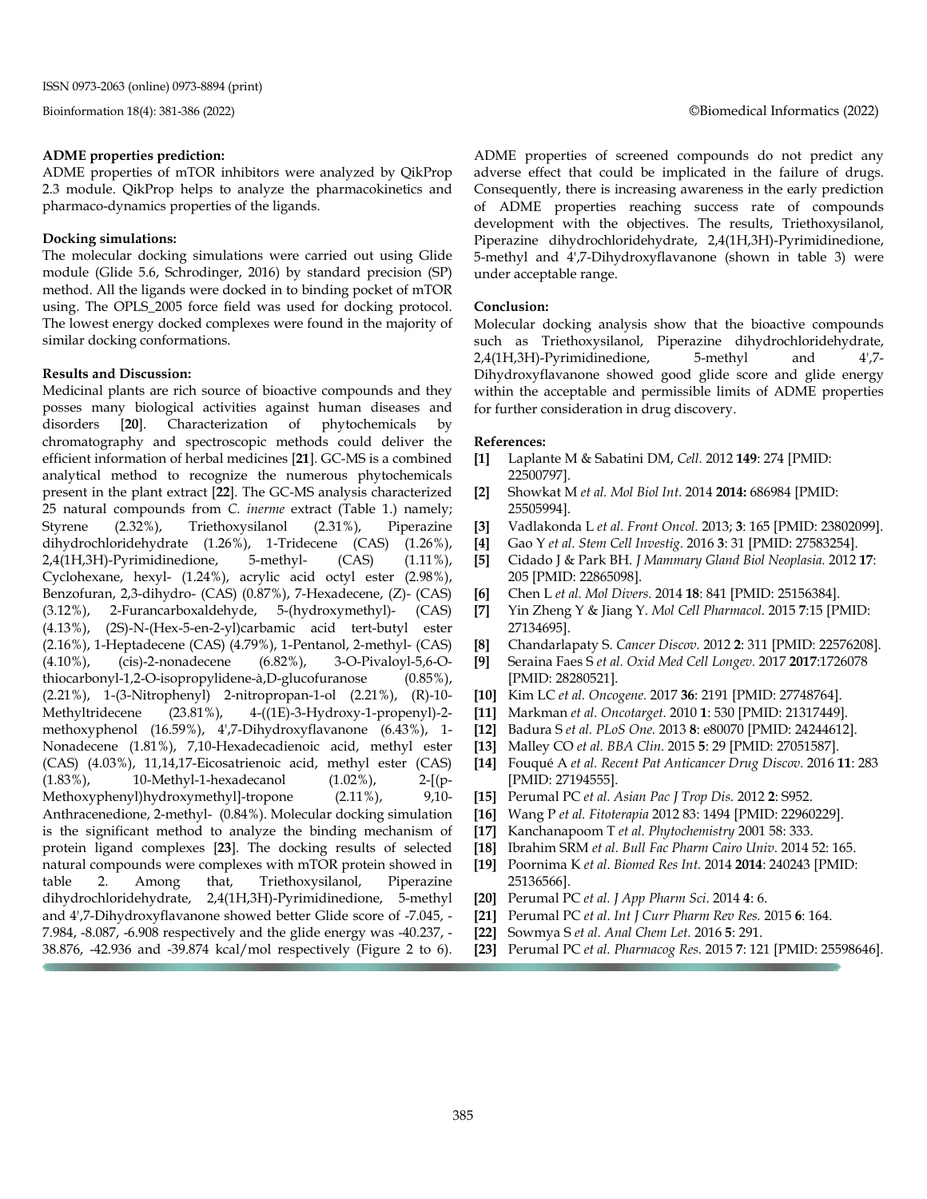### ADME properties prediction:

ADME properties of mTOR inhibitors were analyzed by QikProp 2.3 module. QikProp helps to analyze the pharmacokinetics and pharmaco-dynamics properties of the ligands.

### Docking simulations:

The molecular docking simulations were carried out using Glide module (Glide 5.6, Schrodinger, 2016) by standard precision (SP) method. All the ligands were docked in to binding pocket of mTOR using. The OPLS_2005 force field was used for docking protocol. The lowest energy docked complexes were found in the majority of similar docking conformations.

### Results and Discussion:

Medicinal plants are rich source of bioactive compounds and they posses many biological activities against human diseases and disorders [**20**]. Characterization of phytochemicals by chromatography and spectroscopic methods could deliver the efficient information of herbal medicines [**21**]. GC-MS is a combined analytical method to recognize the numerous phytochemicals present in the plant extract [**22**]. The GC-MS analysis characterized 25 natural compounds from *C. inerme* extract (Table 1.) namely; Styrene (2.32%), Triethoxysilanol (2.31%), Piperazine dihydrochloridehydrate (1.26%), 1-Tridecene (CAS) (1.26%), 2,4(1H,3H)-Pyrimidinedione, 5-methyl- (CAS) (1.11%), Cyclohexane, hexyl- (1.24%), acrylic acid octyl ester (2.98%), Benzofuran, 2,3-dihydro- (CAS) (0.87%), 7-Hexadecene, (Z)- (CAS) (3.12%), 2-Furancarboxaldehyde, 5-(hydroxymethyl)- (CAS) (4.13%), (2S)-N-(Hex-5-en-2-yl)carbamic acid tert-butyl ester (2.16%), 1-Heptadecene (CAS) (4.79%), 1-Pentanol, 2-methyl- (CAS) (4.10%), (cis)-2-nonadecene (6.82%), 3-O-Pivaloyl-5,6-O-thiocarbonyl-1,2-O-isopropylidene-à,D-glucofuranose (0.85%), (2.21%), 1-(3-Nitrophenyl) 2-nitropropan-1-ol (2.21%), (R)-10-Methyltridecene (23.81%), 4-((1E)-3-Hydroxy-1-propenyl)-2-methoxyphenol (16.59%), 4',7-Dihydroxyflavanone (6.43%), 1-Nonadecene (1.81%), 7,10-Hexadecadienoic acid, methyl ester (CAS) (4.03%), 11,14,17-Eicosatrienoic acid, methyl ester (CAS) (1.83%), 10-Methyl-1-hexadecanol (1.02%), 2-[(p-Methoxyphenyl)hydroxymethyl]-tropone (2.11%), 9,10-Anthracenedione, 2-methyl- (0.84%). Molecular docking simulation is the significant method to analyze the binding mechanism of protein ligand complexes [**23**]. The docking results of selected natural compounds were complexes with mTOR protein showed in table 2. Among that, Triethoxysilanol, Piperazine dihydrochloridehydrate, 2,4(1H,3H)-Pyrimidinedione, 5-methyl and 4',7-Dihydroxyflavanone showed better Glide score of -7.045, -7.984, -8.087, -6.908 respectively and the glide energy was -40.237, -38.876, -42.936 and -39.874 kcal/mol respectively (Figure 2 to 6). ADME properties of screened compounds do not predict any adverse effect that could be implicated in the failure of drugs. Consequently, there is increasing awareness in the early prediction of ADME properties reaching success rate of compounds development with the objectives. The results, Triethoxysilanol, Piperazine dihydrochloridehydrate, 2,4(1H,3H)-Pyrimidinedione, 5-methyl and 4',7-Dihydroxyflavanone (shown in table 3) were under acceptable range.

### Conclusion:

Molecular docking analysis show that the bioactive compounds such as Triethoxysilanol, Piperazine dihydrochloridehydrate, 2,4(1H,3H)-Pyrimidinedione, 5-methyl and 4',7-Dihydroxyflavanone showed good glide score and glide energy within the acceptable and permissible limits of ADME properties for further consideration in drug discovery.

### References:

- **[1]** Laplante M & Sabatini DM, *Cell.* 2012 **149**: 274 [PMID: 22500797].
- **[2]** Showkat M *et al. Mol Biol Int.* 2014 **2014:** 686984 [PMID: 25505994].
- **[3]** Vadlakonda L *et al. Front Oncol.* 2013; **3**: 165 [PMID: 23802099].
- **[4]** Gao Y *et al. Stem Cell Investig.* 2016 **3**: 31 [PMID: 27583254].
- **[5]** Cidado J & Park BH. *J Mammary Gland Biol Neoplasia.* 2012 **17**: 205 [PMID: 22865098].
- **[6]** Chen L *et al. Mol Divers.* 2014 **18**: 841 [PMID: 25156384].
- **[7]** Yin Zheng Y & Jiang Y. *Mol Cell Pharmacol.* 2015 **7**:15 [PMID: 27134695].
- **[8]** Chandarlapaty S. *Cancer Discov.* 2012 **2**: 311 [PMID: 22576208].
- **[9]** Seraina Faes S *et al. Oxid Med Cell Longev.* 2017 **2017**:1726078 [PMID: 28280521].
- **[10]** Kim LC *et al. Oncogene.* 2017 **36**: 2191 [PMID: 27748764].
- **[11]** Markman *et al. Oncotarget.* 2010 **1**: 530 [PMID: 21317449].
- **[12]** Badura S *et al. PLoS One.* 2013 **8**: e80070 [PMID: 24244612].
- **[13]** Malley CO *et al. BBA Clin.* 2015 **5**: 29 [PMID: 27051587].
- **[14]** Fouqué A *et al. Recent Pat Anticancer Drug Discov.* 2016 **11**: 283 [PMID: 27194555].
- **[15]** Perumal PC *et al. Asian Pac J Trop Dis.* 2012 **2**: S952.
- **[16]** Wang P *et al. Fitoterapia* 2012 83: 1494 [PMID: 22960229].
- **[17]** Kanchanapoom T *et al. Phytochemistry* 2001 58: 333.
- **[18]** Ibrahim SRM *et al. Bull Fac Pharm Cairo Univ.* 2014 52: 165.
- **[19]** Poornima K *et al. Biomed Res Int.* 2014 **2014**: 240243 [PMID: 25136566].
- **[20]** Perumal PC *et al. J App Pharm Sci.* 2014 **4**: 6.
- **[21]** Perumal PC *et al. Int J Curr Pharm Rev Res.* 2015 **6**: 164.
- **[22]** Sowmya S *et al. Anal Chem Let.* 2016 **5**: 291.
- **[23]** Perumal PC *et al. Pharmacog Res.* 2015 **7**: 121 [PMID: 25598646].